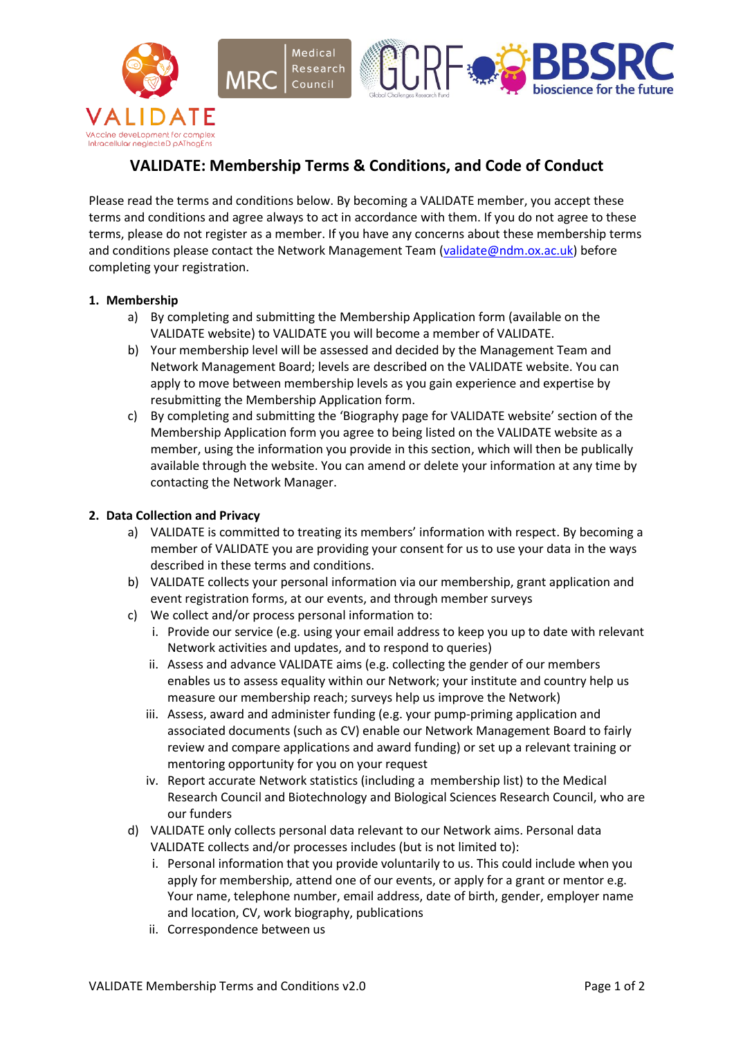# VALIDATE: Membership Terms & Conditions, and Code of Conduct

Please read the terms and conditions below. By becoming a VALIDATE member, you accept these terms and conditions and agree always to act in accordance with them. If you do not agree to these terms, please do not register as a member. If you have any concerns about these membership terms and conditions please contact the Network Management Team (validate@ndm.ox.ac.uk) before completing your registration.

## 1. Membership

a) By completing and submitting the Membership Application form (available on the VALIDATE website) to VALIDATE you will become a member of VALIDATE.

b) Your membership level will be assessed and decided by the Management Team and Network Management Board; levels are described on the VALIDATE website. You can apply to move between membership levels as you gain experience and expertise by resubmitting the Membership Application form.

c) By completing and submitting the 'Biography page for VALIDATE website' section of the Membership Application form you agree to being listed on the VALIDATE website as a member, using the information you provide in this section, which will then be publically available through the website. You can amend or delete your information at any time by contacting the Network Manager.

## 2. Data Collection and Privacy

a) VALIDATE is committed to treating its members' information with respect. By becoming a member of VALIDATE you are providing your consent for us to use your data in the ways described in these terms and conditions.

b) VALIDATE collects your personal information via our membership, grant application and event registration forms, at our events, and through member surveys

c) We collect and/or process personal information to:

   i. Provide our service (e.g. using your email address to keep you up to date with relevant Network activities and updates, and to respond to queries)

   ii. Assess and advance VALIDATE aims (e.g. collecting the gender of our members enables us to assess equality within our Network; your institute and country help us measure our membership reach; surveys help us improve the Network)

   iii. Assess, award and administer funding (e.g. your pump-priming application and associated documents (such as CV) enable our Network Management Board to fairly review and compare applications and award funding) or set up a relevant training or mentoring opportunity for you on your request

   iv. Report accurate Network statistics (including a membership list) to the Medical Research Council and Biotechnology and Biological Sciences Research Council, who are our funders

d) VALIDATE only collects personal data relevant to our Network aims. Personal data VALIDATE collects and/or processes includes (but is not limited to):

   i. Personal information that you provide voluntarily to us. This could include when you apply for membership, attend one of our events, or apply for a grant or mentor e.g. Your name, telephone number, email address, date of birth, gender, employer name and location, CV, work biography, publications

   ii. Correspondence between us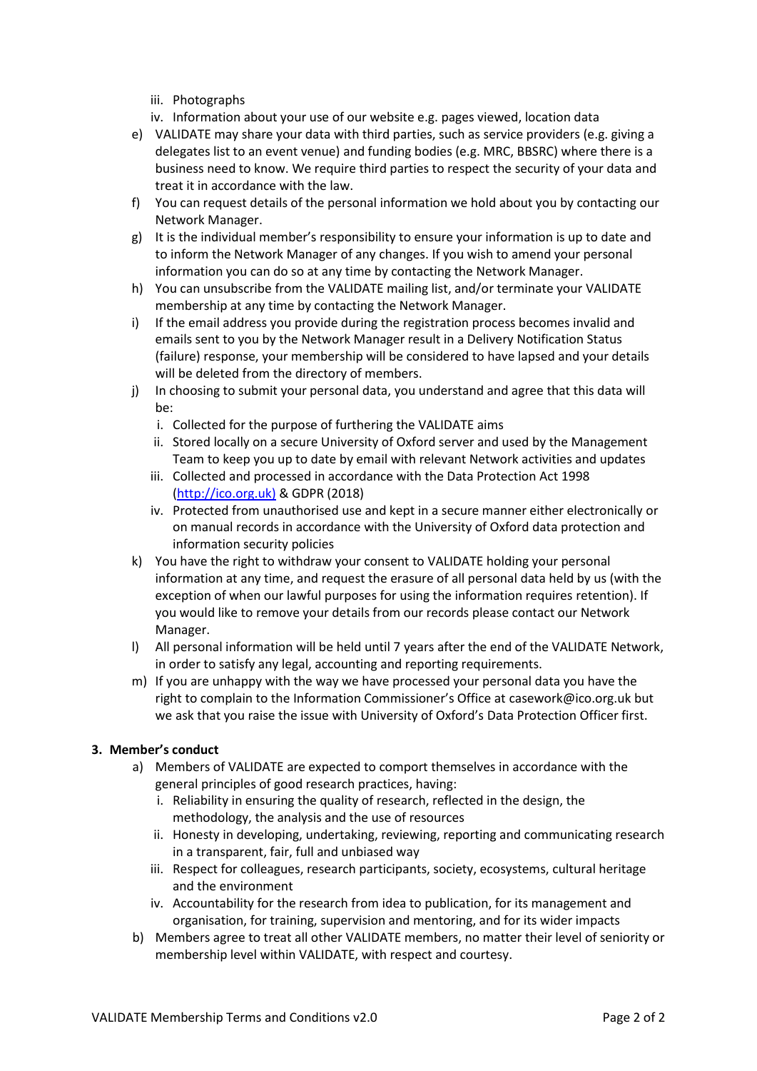iii. Photographs
   iv. Information about your use of our website e.g. pages viewed, location data

e) VALIDATE may share your data with third parties, such as service providers (e.g. giving a delegates list to an event venue) and funding bodies (e.g. MRC, BBSRC) where there is a business need to know. We require third parties to respect the security of your data and treat it in accordance with the law.

f) You can request details of the personal information we hold about you by contacting our Network Manager.

g) It is the individual member's responsibility to ensure your information is up to date and to inform the Network Manager of any changes. If you wish to amend your personal information you can do so at any time by contacting the Network Manager.

h) You can unsubscribe from the VALIDATE mailing list, and/or terminate your VALIDATE membership at any time by contacting the Network Manager.

i) If the email address you provide during the registration process becomes invalid and emails sent to you by the Network Manager result in a Delivery Notification Status (failure) response, your membership will be considered to have lapsed and your details will be deleted from the directory of members.

j) In choosing to submit your personal data, you understand and agree that this data will be:
   i. Collected for the purpose of furthering the VALIDATE aims
   ii. Stored locally on a secure University of Oxford server and used by the Management Team to keep you up to date by email with relevant Network activities and updates
   iii. Collected and processed in accordance with the Data Protection Act 1998 (http://ico.org.uk) & GDPR (2018)
   iv. Protected from unauthorised use and kept in a secure manner either electronically or on manual records in accordance with the University of Oxford data protection and information security policies

k) You have the right to withdraw your consent to VALIDATE holding your personal information at any time, and request the erasure of all personal data held by us (with the exception of when our lawful purposes for using the information requires retention). If you would like to remove your details from our records please contact our Network Manager.

l) All personal information will be held until 7 years after the end of the VALIDATE Network, in order to satisfy any legal, accounting and reporting requirements.

m) If you are unhappy with the way we have processed your personal data you have the right to complain to the Information Commissioner's Office at casework@ico.org.uk but we ask that you raise the issue with University of Oxford's Data Protection Officer first.

**3. Member's conduct**

a) Members of VALIDATE are expected to comport themselves in accordance with the general principles of good research practices, having:
   i. Reliability in ensuring the quality of research, reflected in the design, the methodology, the analysis and the use of resources
   ii. Honesty in developing, undertaking, reviewing, reporting and communicating research in a transparent, fair, full and unbiased way
   iii. Respect for colleagues, research participants, society, ecosystems, cultural heritage and the environment
   iv. Accountability for the research from idea to publication, for its management and organisation, for training, supervision and mentoring, and for its wider impacts

b) Members agree to treat all other VALIDATE members, no matter their level of seniority or membership level within VALIDATE, with respect and courtesy.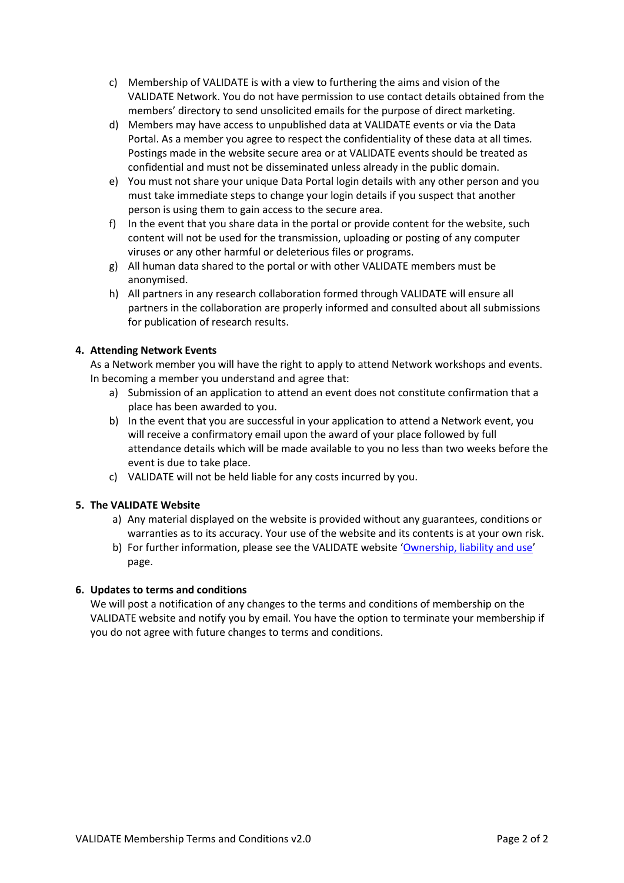c) Membership of VALIDATE is with a view to furthering the aims and vision of the VALIDATE Network. You do not have permission to use contact details obtained from the members' directory to send unsolicited emails for the purpose of direct marketing.
d) Members may have access to unpublished data at VALIDATE events or via the Data Portal. As a member you agree to respect the confidentiality of these data at all times. Postings made in the website secure area or at VALIDATE events should be treated as confidential and must not be disseminated unless already in the public domain.
e) You must not share your unique Data Portal login details with any other person and you must take immediate steps to change your login details if you suspect that another person is using them to gain access to the secure area.
f) In the event that you share data in the portal or provide content for the website, such content will not be used for the transmission, uploading or posting of any computer viruses or any other harmful or deleterious files or programs.
g) All human data shared to the portal or with other VALIDATE members must be anonymised.
h) All partners in any research collaboration formed through VALIDATE will ensure all partners in the collaboration are properly informed and consulted about all submissions for publication of research results.

**4. Attending Network Events**

As a Network member you will have the right to apply to attend Network workshops and events. In becoming a member you understand and agree that:

a) Submission of an application to attend an event does not constitute confirmation that a place has been awarded to you.
b) In the event that you are successful in your application to attend a Network event, you will receive a confirmatory email upon the award of your place followed by full attendance details which will be made available to you no less than two weeks before the event is due to take place.
c) VALIDATE will not be held liable for any costs incurred by you.

**5. The VALIDATE Website**

a) Any material displayed on the website is provided without any guarantees, conditions or warranties as to its accuracy. Your use of the website and its contents is at your own risk.
b) For further information, please see the VALIDATE website 'Ownership, liability and use' page.

**6. Updates to terms and conditions**

We will post a notification of any changes to the terms and conditions of membership on the VALIDATE website and notify you by email. You have the option to terminate your membership if you do not agree with future changes to terms and conditions.